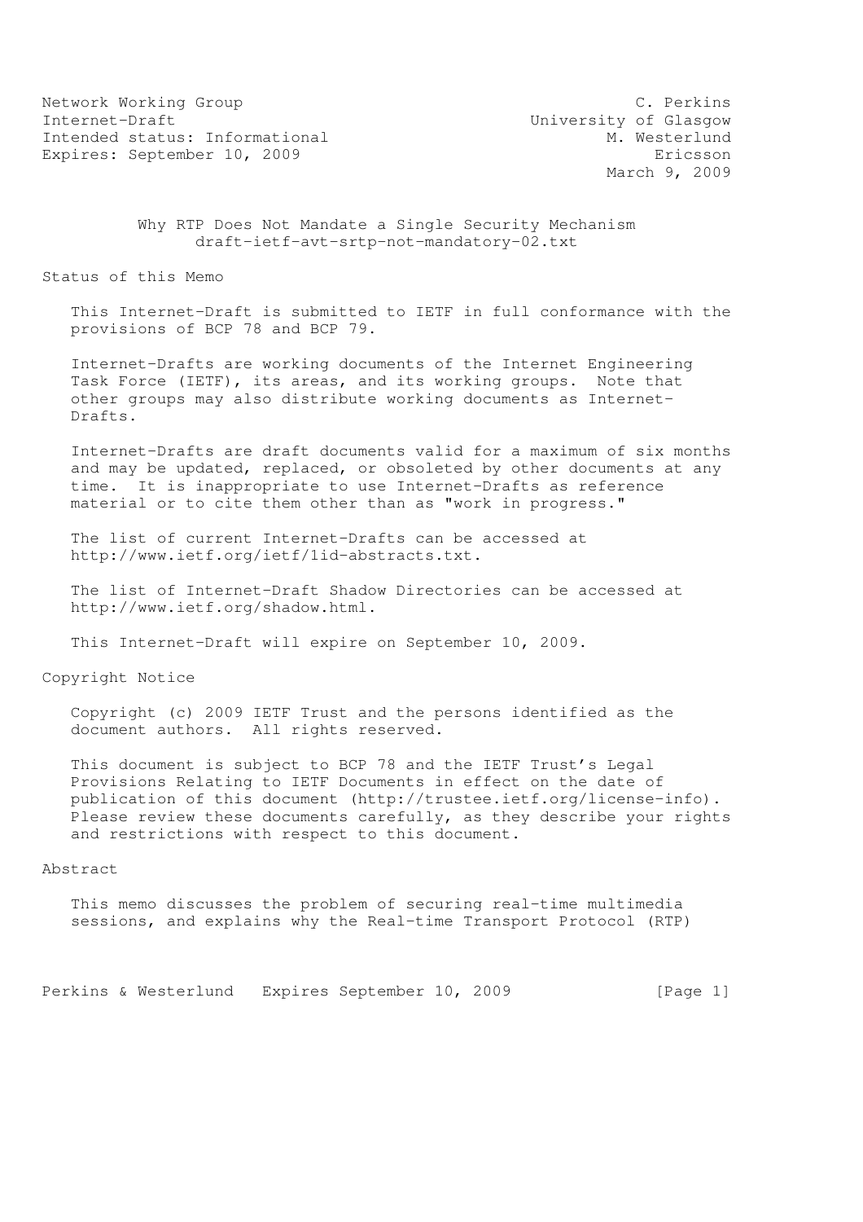Network Working Group C. Perkins
Internet-Draft University of Glasgow
Intended status: Informational M. Westerlund
Expires: September 10, 2009 Ericsson
March 9, 2009

# Why RTP Does Not Mandate a Single Security Mechanism
draft-ietf-avt-srtp-not-mandatory-02.txt

## Status of this Memo

This Internet-Draft is submitted to IETF in full conformance with the provisions of BCP 78 and BCP 79.

Internet-Drafts are working documents of the Internet Engineering Task Force (IETF), its areas, and its working groups. Note that other groups may also distribute working documents as Internet-Drafts.

Internet-Drafts are draft documents valid for a maximum of six months and may be updated, replaced, or obsoleted by other documents at any time. It is inappropriate to use Internet-Drafts as reference material or to cite them other than as "work in progress."

The list of current Internet-Drafts can be accessed at http://www.ietf.org/ietf/1id-abstracts.txt.

The list of Internet-Draft Shadow Directories can be accessed at http://www.ietf.org/shadow.html.

This Internet-Draft will expire on September 10, 2009.

## Copyright Notice

Copyright (c) 2009 IETF Trust and the persons identified as the document authors. All rights reserved.

This document is subject to BCP 78 and the IETF Trust's Legal Provisions Relating to IETF Documents in effect on the date of publication of this document (http://trustee.ietf.org/license-info). Please review these documents carefully, as they describe your rights and restrictions with respect to this document.

## Abstract

This memo discusses the problem of securing real-time multimedia sessions, and explains why the Real-time Transport Protocol (RTP)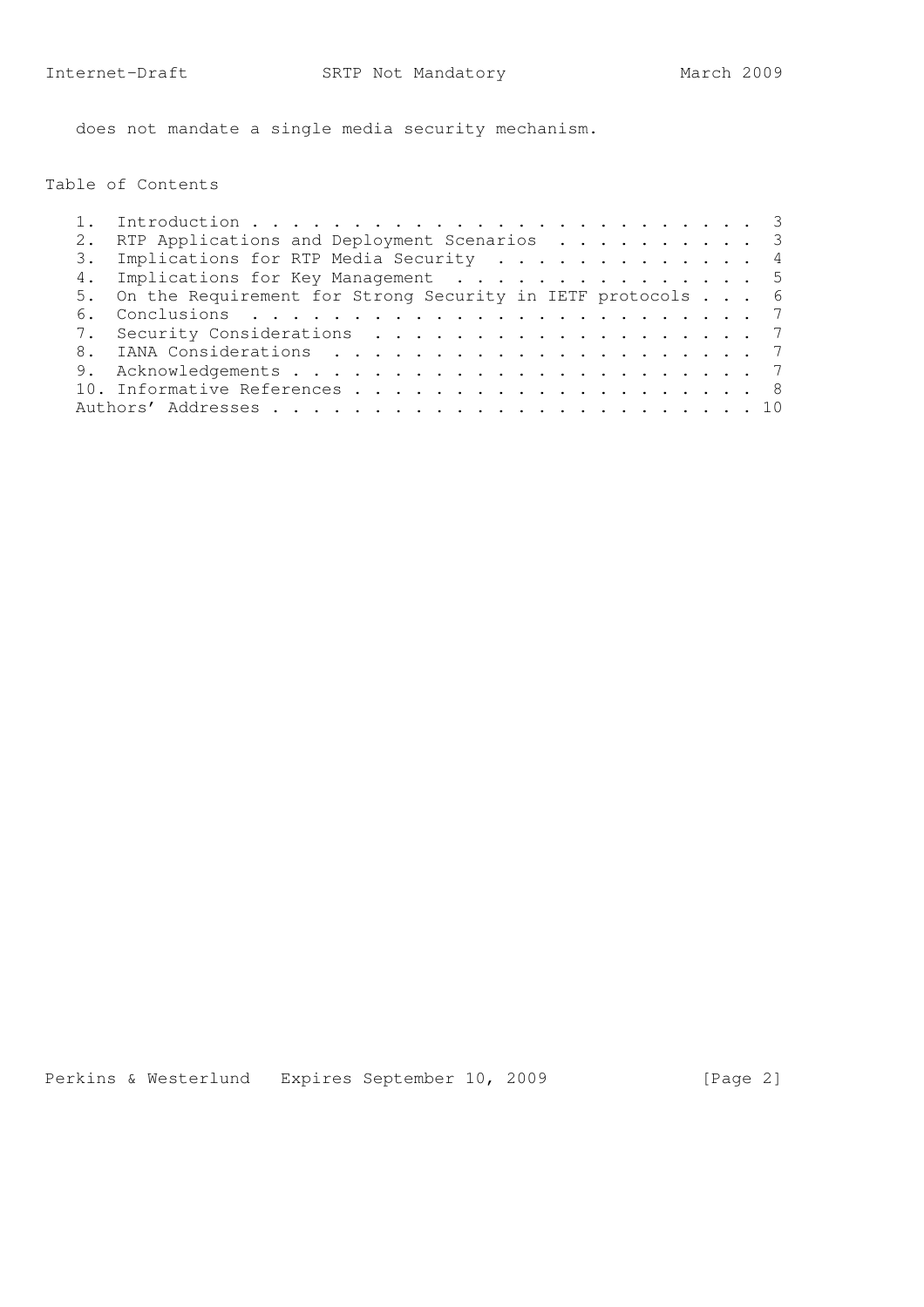does not mandate a single media security mechanism.

## Table of Contents

1. Introduction . . . . . . . . . . . . . . . . . . . . . . . . . 3
2. RTP Applications and Deployment Scenarios . . . . . . . . . . 3
3. Implications for RTP Media Security . . . . . . . . . . . . . 4
4. Implications for Key Management . . . . . . . . . . . . . . . 5
5. On the Requirement for Strong Security in IETF protocols . . . 6
6. Conclusions . . . . . . . . . . . . . . . . . . . . . . . . . 7
7. Security Considerations . . . . . . . . . . . . . . . . . . . 7
8. IANA Considerations . . . . . . . . . . . . . . . . . . . . . 7
9. Acknowledgements . . . . . . . . . . . . . . . . . . . . . . . 7
10. Informative References . . . . . . . . . . . . . . . . . . . . 8

Authors' Addresses . . . . . . . . . . . . . . . . . . . . . . . . 10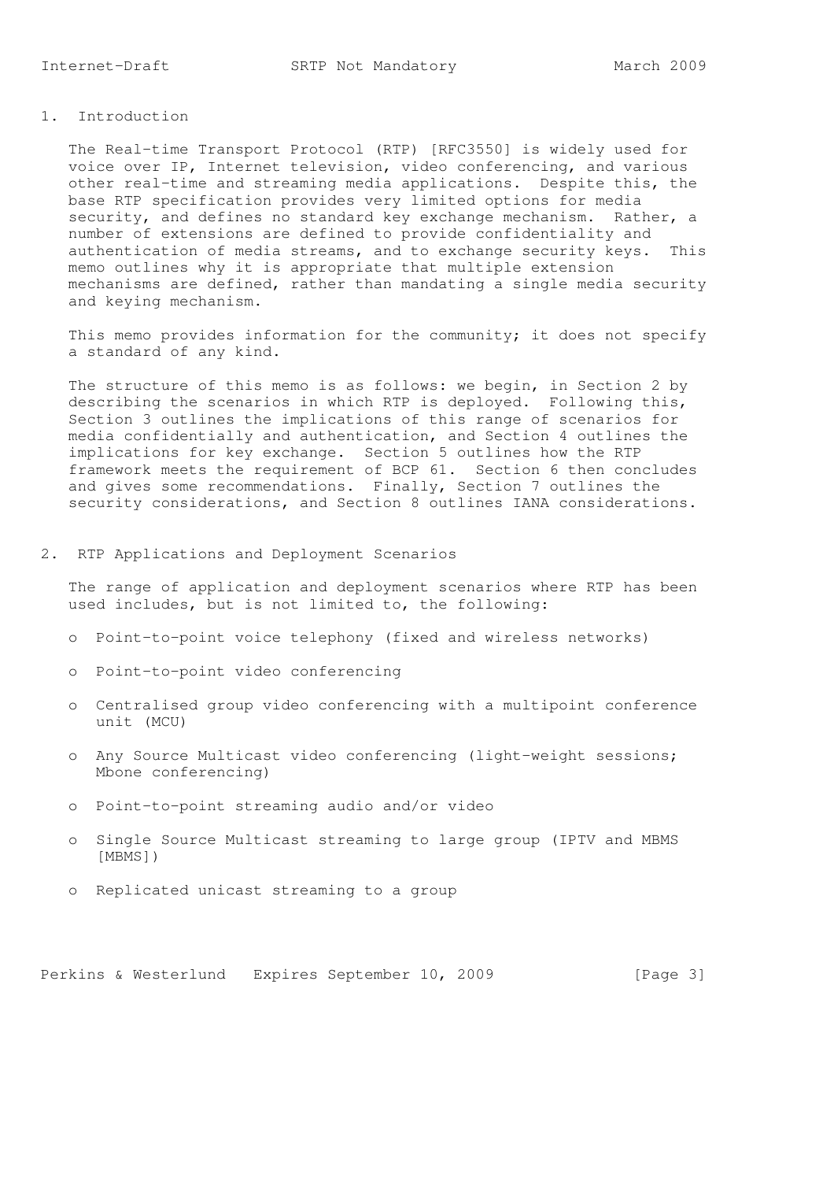## 1. Introduction

The Real-time Transport Protocol (RTP) [RFC3550] is widely used for voice over IP, Internet television, video conferencing, and various other real-time and streaming media applications. Despite this, the base RTP specification provides very limited options for media security, and defines no standard key exchange mechanism. Rather, a number of extensions are defined to provide confidentiality and authentication of media streams, and to exchange security keys. This memo outlines why it is appropriate that multiple extension mechanisms are defined, rather than mandating a single media security and keying mechanism.

This memo provides information for the community; it does not specify a standard of any kind.

The structure of this memo is as follows: we begin, in Section 2 by describing the scenarios in which RTP is deployed. Following this, Section 3 outlines the implications of this range of scenarios for media confidentially and authentication, and Section 4 outlines the implications for key exchange. Section 5 outlines how the RTP framework meets the requirement of BCP 61. Section 6 then concludes and gives some recommendations. Finally, Section 7 outlines the security considerations, and Section 8 outlines IANA considerations.

## 2. RTP Applications and Deployment Scenarios

The range of application and deployment scenarios where RTP has been used includes, but is not limited to, the following:

- Point-to-point voice telephony (fixed and wireless networks)
- Point-to-point video conferencing
- Centralised group video conferencing with a multipoint conference unit (MCU)
- Any Source Multicast video conferencing (light-weight sessions; Mbone conferencing)
- Point-to-point streaming audio and/or video
- Single Source Multicast streaming to large group (IPTV and MBMS [MBMS])
- Replicated unicast streaming to a group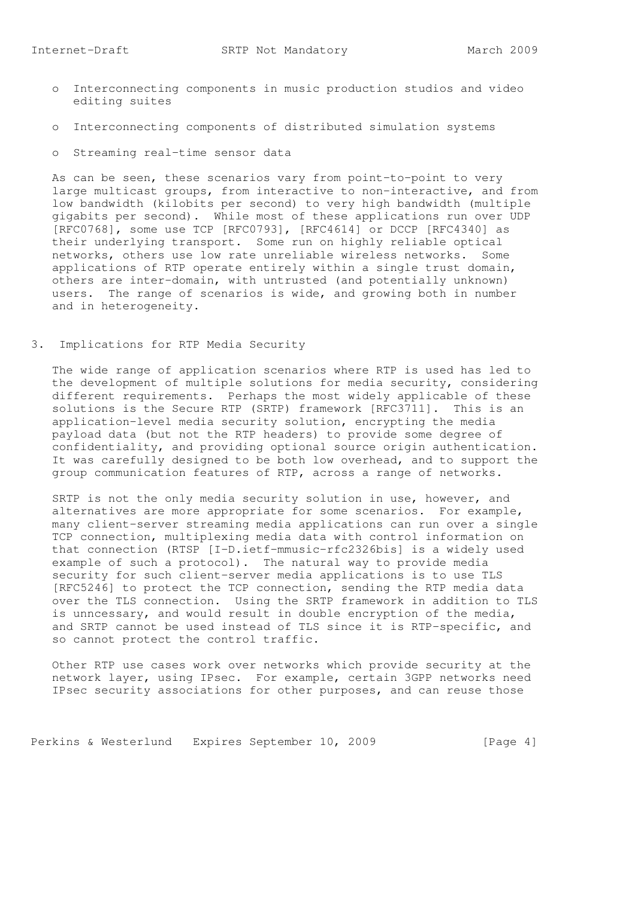- Interconnecting components in music production studios and video editing suites

- Interconnecting components of distributed simulation systems

- Streaming real-time sensor data

As can be seen, these scenarios vary from point-to-point to very large multicast groups, from interactive to non-interactive, and from low bandwidth (kilobits per second) to very high bandwidth (multiple gigabits per second). While most of these applications run over UDP [RFC0768], some use TCP [RFC0793], [RFC4614] or DCCP [RFC4340] as their underlying transport. Some run on highly reliable optical networks, others use low rate unreliable wireless networks. Some applications of RTP operate entirely within a single trust domain, others are inter-domain, with untrusted (and potentially unknown) users. The range of scenarios is wide, and growing both in number and in heterogeneity.

## 3. Implications for RTP Media Security

The wide range of application scenarios where RTP is used has led to the development of multiple solutions for media security, considering different requirements. Perhaps the most widely applicable of these solutions is the Secure RTP (SRTP) framework [RFC3711]. This is an application-level media security solution, encrypting the media payload data (but not the RTP headers) to provide some degree of confidentiality, and providing optional source origin authentication. It was carefully designed to be both low overhead, and to support the group communication features of RTP, across a range of networks.

SRTP is not the only media security solution in use, however, and alternatives are more appropriate for some scenarios. For example, many client-server streaming media applications can run over a single TCP connection, multiplexing media data with control information on that connection (RTSP [I-D.ietf-mmusic-rfc2326bis] is a widely used example of such a protocol). The natural way to provide media security for such client-server media applications is to use TLS [RFC5246] to protect the TCP connection, sending the RTP media data over the TLS connection. Using the SRTP framework in addition to TLS is unncessary, and would result in double encryption of the media, and SRTP cannot be used instead of TLS since it is RTP-specific, and so cannot protect the control traffic.

Other RTP use cases work over networks which provide security at the network layer, using IPsec. For example, certain 3GPP networks need IPsec security associations for other purposes, and can reuse those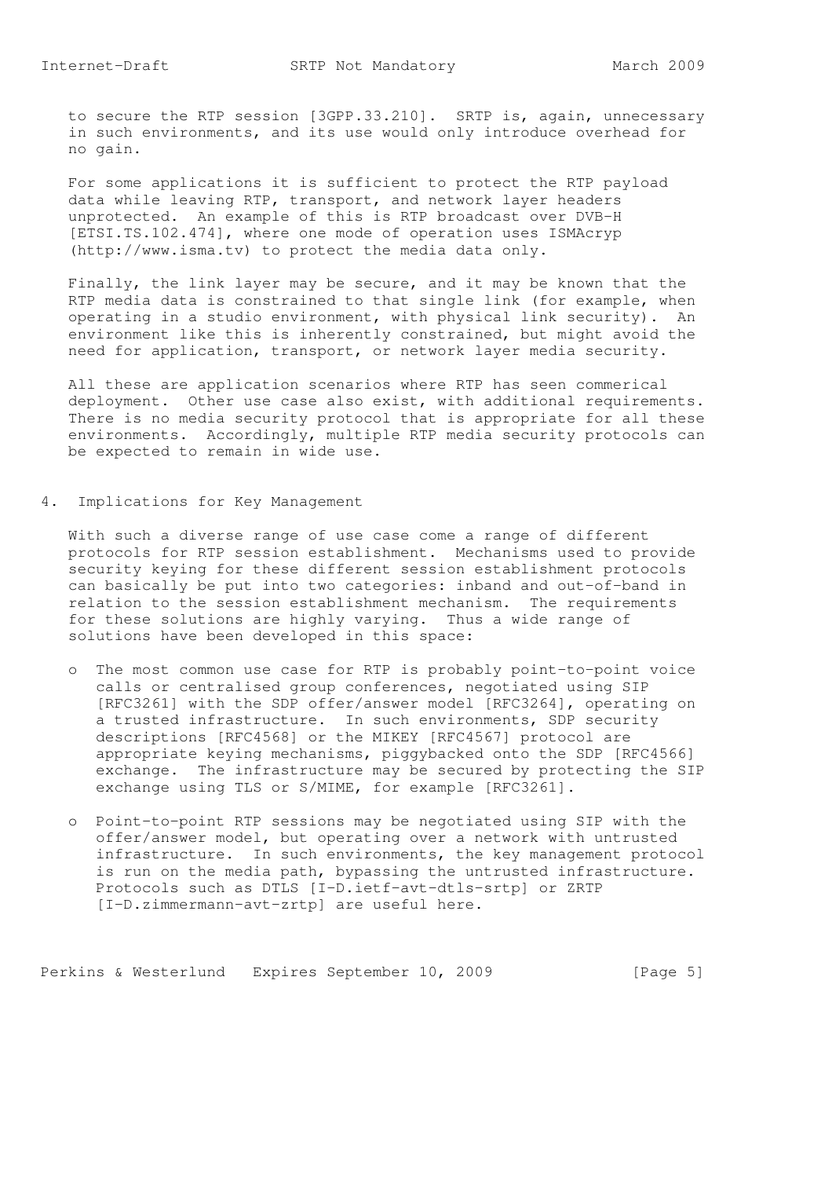to secure the RTP session [3GPP.33.210]. SRTP is, again, unnecessary in such environments, and its use would only introduce overhead for no gain.

For some applications it is sufficient to protect the RTP payload data while leaving RTP, transport, and network layer headers unprotected. An example of this is RTP broadcast over DVB-H [ETSI.TS.102.474], where one mode of operation uses ISMAcryp (http://www.isma.tv) to protect the media data only.

Finally, the link layer may be secure, and it may be known that the RTP media data is constrained to that single link (for example, when operating in a studio environment, with physical link security). An environment like this is inherently constrained, but might avoid the need for application, transport, or network layer media security.

All these are application scenarios where RTP has seen commerical deployment. Other use case also exist, with additional requirements. There is no media security protocol that is appropriate for all these environments. Accordingly, multiple RTP media security protocols can be expected to remain in wide use.

## 4. Implications for Key Management

With such a diverse range of use case come a range of different protocols for RTP session establishment. Mechanisms used to provide security keying for these different session establishment protocols can basically be put into two categories: inband and out-of-band in relation to the session establishment mechanism. The requirements for these solutions are highly varying. Thus a wide range of solutions have been developed in this space:

- The most common use case for RTP is probably point-to-point voice calls or centralised group conferences, negotiated using SIP [RFC3261] with the SDP offer/answer model [RFC3264], operating on a trusted infrastructure. In such environments, SDP security descriptions [RFC4568] or the MIKEY [RFC4567] protocol are appropriate keying mechanisms, piggybacked onto the SDP [RFC4566] exchange. The infrastructure may be secured by protecting the SIP exchange using TLS or S/MIME, for example [RFC3261].

- Point-to-point RTP sessions may be negotiated using SIP with the offer/answer model, but operating over a network with untrusted infrastructure. In such environments, the key management protocol is run on the media path, bypassing the untrusted infrastructure. Protocols such as DTLS [I-D.ietf-avt-dtls-srtp] or ZRTP [I-D.zimmermann-avt-zrtp] are useful here.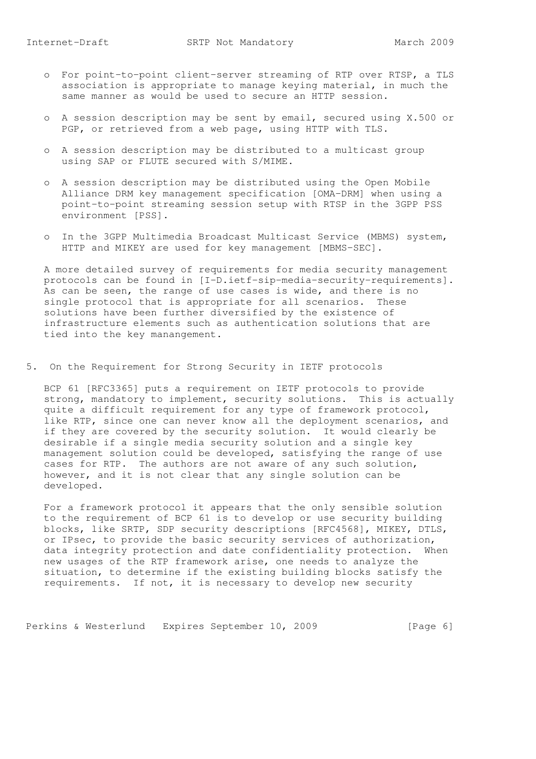- For point-to-point client-server streaming of RTP over RTSP, a TLS association is appropriate to manage keying material, in much the same manner as would be used to secure an HTTP session.

- A session description may be sent by email, secured using X.500 or PGP, or retrieved from a web page, using HTTP with TLS.

- A session description may be distributed to a multicast group using SAP or FLUTE secured with S/MIME.

- A session description may be distributed using the Open Mobile Alliance DRM key management specification [OMA-DRM] when using a point-to-point streaming session setup with RTSP in the 3GPP PSS environment [PSS].

- In the 3GPP Multimedia Broadcast Multicast Service (MBMS) system, HTTP and MIKEY are used for key management [MBMS-SEC].

A more detailed survey of requirements for media security management protocols can be found in [I-D.ietf-sip-media-security-requirements]. As can be seen, the range of use cases is wide, and there is no single protocol that is appropriate for all scenarios. These solutions have been further diversified by the existence of infrastructure elements such as authentication solutions that are tied into the key manangement.

## 5. On the Requirement for Strong Security in IETF protocols

BCP 61 [RFC3365] puts a requirement on IETF protocols to provide strong, mandatory to implement, security solutions. This is actually quite a difficult requirement for any type of framework protocol, like RTP, since one can never know all the deployment scenarios, and if they are covered by the security solution. It would clearly be desirable if a single media security solution and a single key management solution could be developed, satisfying the range of use cases for RTP. The authors are not aware of any such solution, however, and it is not clear that any single solution can be developed.

For a framework protocol it appears that the only sensible solution to the requirement of BCP 61 is to develop or use security building blocks, like SRTP, SDP security descriptions [RFC4568], MIKEY, DTLS, or IPsec, to provide the basic security services of authorization, data integrity protection and date confidentiality protection. When new usages of the RTP framework arise, one needs to analyze the situation, to determine if the existing building blocks satisfy the requirements. If not, it is necessary to develop new security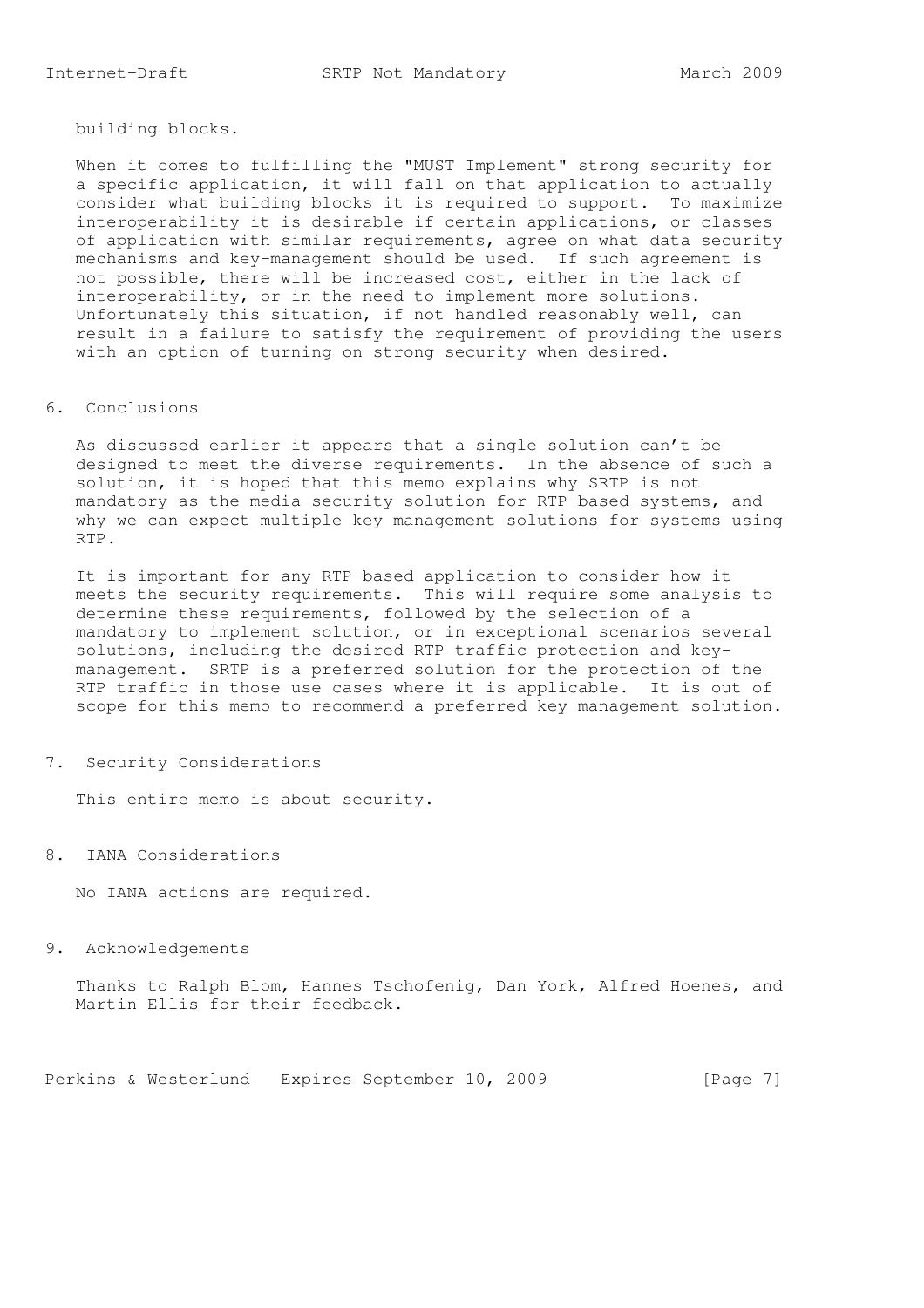building blocks.

When it comes to fulfilling the "MUST Implement" strong security for a specific application, it will fall on that application to actually consider what building blocks it is required to support. To maximize interoperability it is desirable if certain applications, or classes of application with similar requirements, agree on what data security mechanisms and key-management should be used. If such agreement is not possible, there will be increased cost, either in the lack of interoperability, or in the need to implement more solutions. Unfortunately this situation, if not handled reasonably well, can result in a failure to satisfy the requirement of providing the users with an option of turning on strong security when desired.

## 6. Conclusions

As discussed earlier it appears that a single solution can't be designed to meet the diverse requirements. In the absence of such a solution, it is hoped that this memo explains why SRTP is not mandatory as the media security solution for RTP-based systems, and why we can expect multiple key management solutions for systems using RTP.

It is important for any RTP-based application to consider how it meets the security requirements. This will require some analysis to determine these requirements, followed by the selection of a mandatory to implement solution, or in exceptional scenarios several solutions, including the desired RTP traffic protection and key-management. SRTP is a preferred solution for the protection of the RTP traffic in those use cases where it is applicable. It is out of scope for this memo to recommend a preferred key management solution.

## 7. Security Considerations

This entire memo is about security.

## 8. IANA Considerations

No IANA actions are required.

## 9. Acknowledgements

Thanks to Ralph Blom, Hannes Tschofenig, Dan York, Alfred Hoenes, and Martin Ellis for their feedback.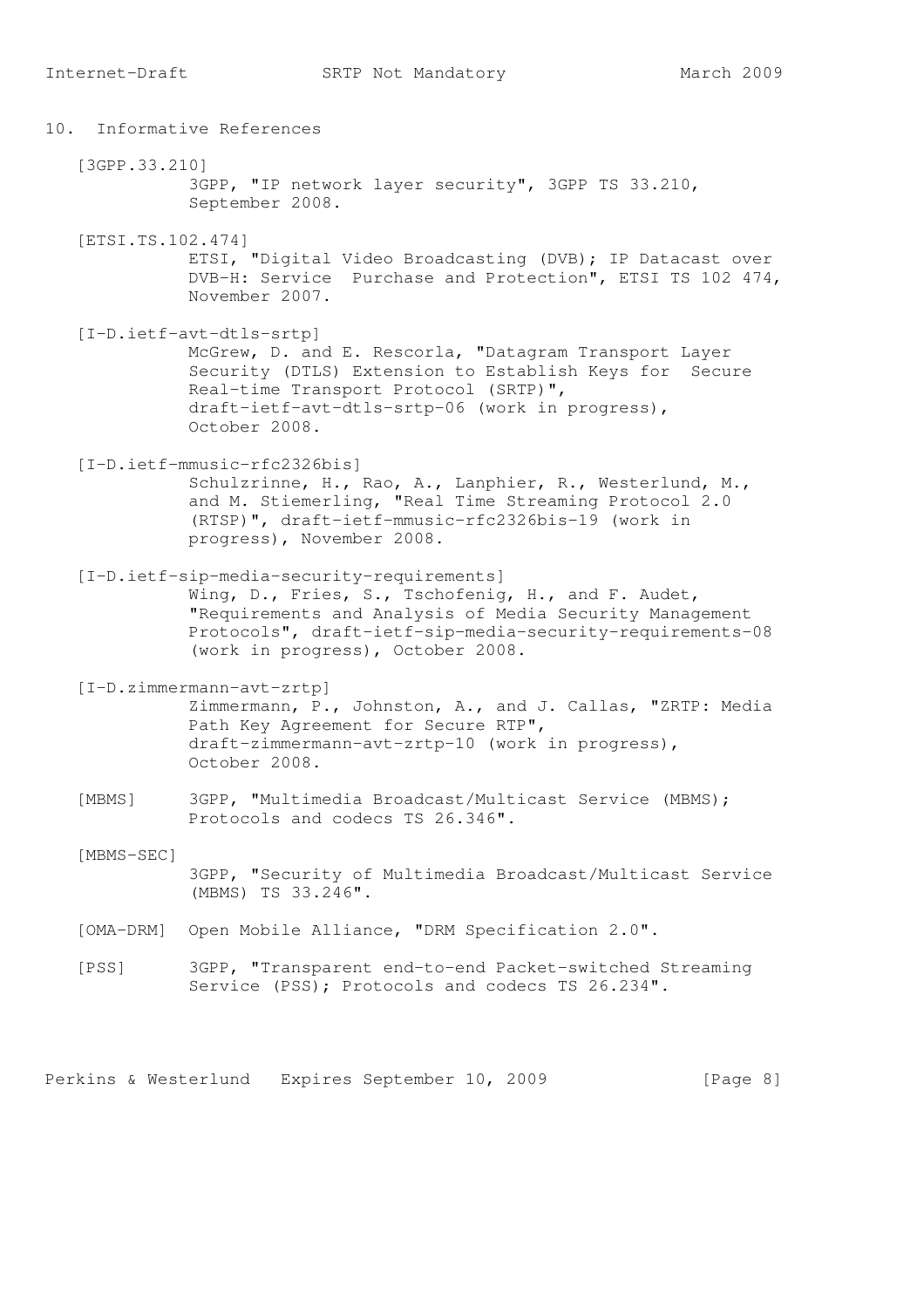## 10. Informative References

[3GPP.33.210]
3GPP, "IP network layer security", 3GPP TS 33.210, September 2008.

[ETSI.TS.102.474]
ETSI, "Digital Video Broadcasting (DVB); IP Datacast over DVB-H: Service Purchase and Protection", ETSI TS 102 474, November 2007.

[I-D.ietf-avt-dtls-srtp]
McGrew, D. and E. Rescorla, "Datagram Transport Layer Security (DTLS) Extension to Establish Keys for Secure Real-time Transport Protocol (SRTP)", draft-ietf-avt-dtls-srtp-06 (work in progress), October 2008.

[I-D.ietf-mmusic-rfc2326bis]
Schulzrinne, H., Rao, A., Lanphier, R., Westerlund, M., and M. Stiemerling, "Real Time Streaming Protocol 2.0 (RTSP)", draft-ietf-mmusic-rfc2326bis-19 (work in progress), November 2008.

[I-D.ietf-sip-media-security-requirements]
Wing, D., Fries, S., Tschofenig, H., and F. Audet, "Requirements and Analysis of Media Security Management Protocols", draft-ietf-sip-media-security-requirements-08 (work in progress), October 2008.

[I-D.zimmermann-avt-zrtp]
Zimmermann, P., Johnston, A., and J. Callas, "ZRTP: Media Path Key Agreement for Secure RTP", draft-zimmermann-avt-zrtp-10 (work in progress), October 2008.

[MBMS] 3GPP, "Multimedia Broadcast/Multicast Service (MBMS); Protocols and codecs TS 26.346".

[MBMS-SEC]
3GPP, "Security of Multimedia Broadcast/Multicast Service (MBMS) TS 33.246".

[OMA-DRM] Open Mobile Alliance, "DRM Specification 2.0".

[PSS] 3GPP, "Transparent end-to-end Packet-switched Streaming Service (PSS); Protocols and codecs TS 26.234".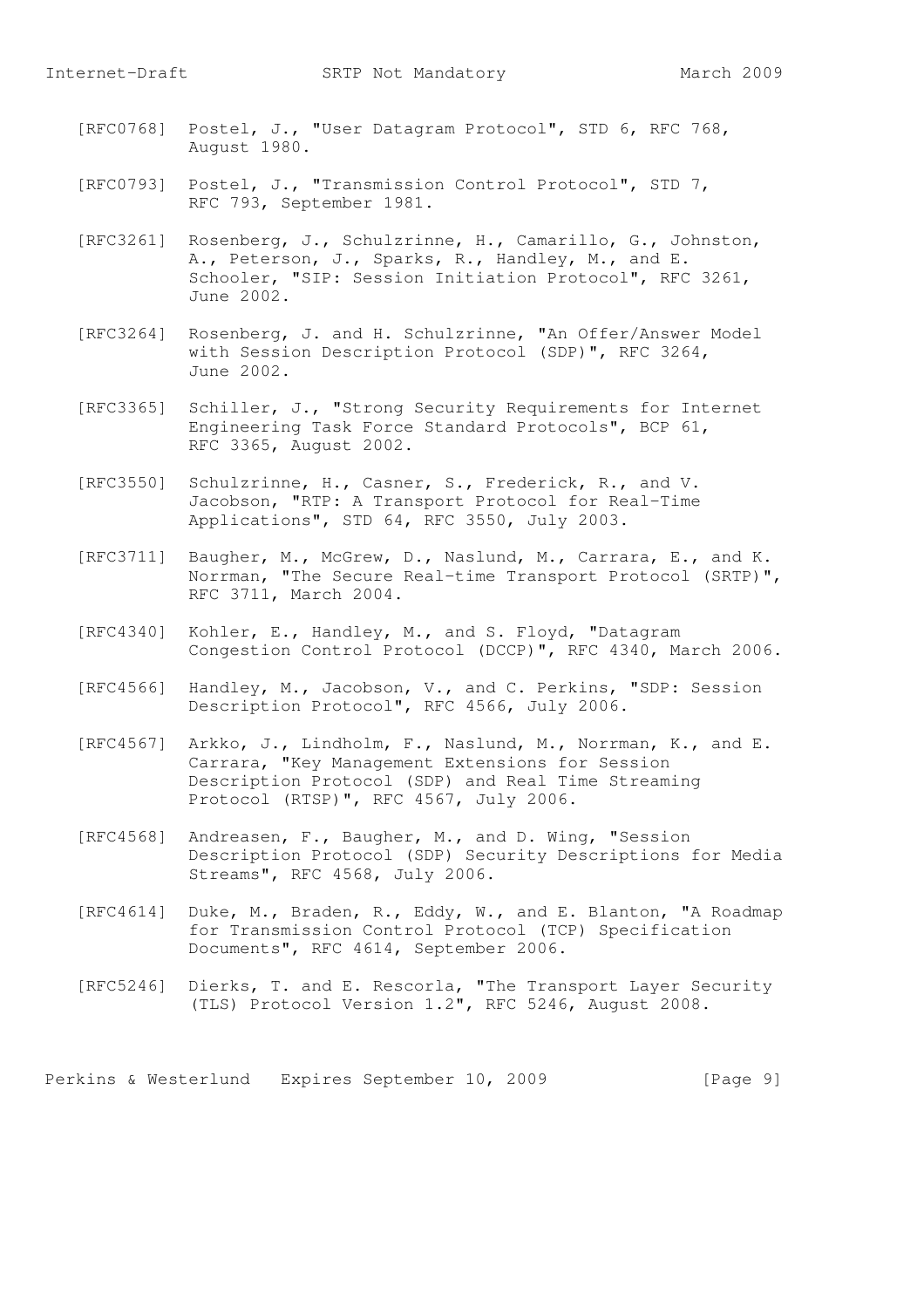[RFC0768] Postel, J., "User Datagram Protocol", STD 6, RFC 768, August 1980.

[RFC0793] Postel, J., "Transmission Control Protocol", STD 7, RFC 793, September 1981.

[RFC3261] Rosenberg, J., Schulzrinne, H., Camarillo, G., Johnston, A., Peterson, J., Sparks, R., Handley, M., and E. Schooler, "SIP: Session Initiation Protocol", RFC 3261, June 2002.

[RFC3264] Rosenberg, J. and H. Schulzrinne, "An Offer/Answer Model with Session Description Protocol (SDP)", RFC 3264, June 2002.

[RFC3365] Schiller, J., "Strong Security Requirements for Internet Engineering Task Force Standard Protocols", BCP 61, RFC 3365, August 2002.

[RFC3550] Schulzrinne, H., Casner, S., Frederick, R., and V. Jacobson, "RTP: A Transport Protocol for Real-Time Applications", STD 64, RFC 3550, July 2003.

[RFC3711] Baugher, M., McGrew, D., Naslund, M., Carrara, E., and K. Norrman, "The Secure Real-time Transport Protocol (SRTP)", RFC 3711, March 2004.

[RFC4340] Kohler, E., Handley, M., and S. Floyd, "Datagram Congestion Control Protocol (DCCP)", RFC 4340, March 2006.

[RFC4566] Handley, M., Jacobson, V., and C. Perkins, "SDP: Session Description Protocol", RFC 4566, July 2006.

[RFC4567] Arkko, J., Lindholm, F., Naslund, M., Norrman, K., and E. Carrara, "Key Management Extensions for Session Description Protocol (SDP) and Real Time Streaming Protocol (RTSP)", RFC 4567, July 2006.

[RFC4568] Andreasen, F., Baugher, M., and D. Wing, "Session Description Protocol (SDP) Security Descriptions for Media Streams", RFC 4568, July 2006.

[RFC4614] Duke, M., Braden, R., Eddy, W., and E. Blanton, "A Roadmap for Transmission Control Protocol (TCP) Specification Documents", RFC 4614, September 2006.

[RFC5246] Dierks, T. and E. Rescorla, "The Transport Layer Security (TLS) Protocol Version 1.2", RFC 5246, August 2008.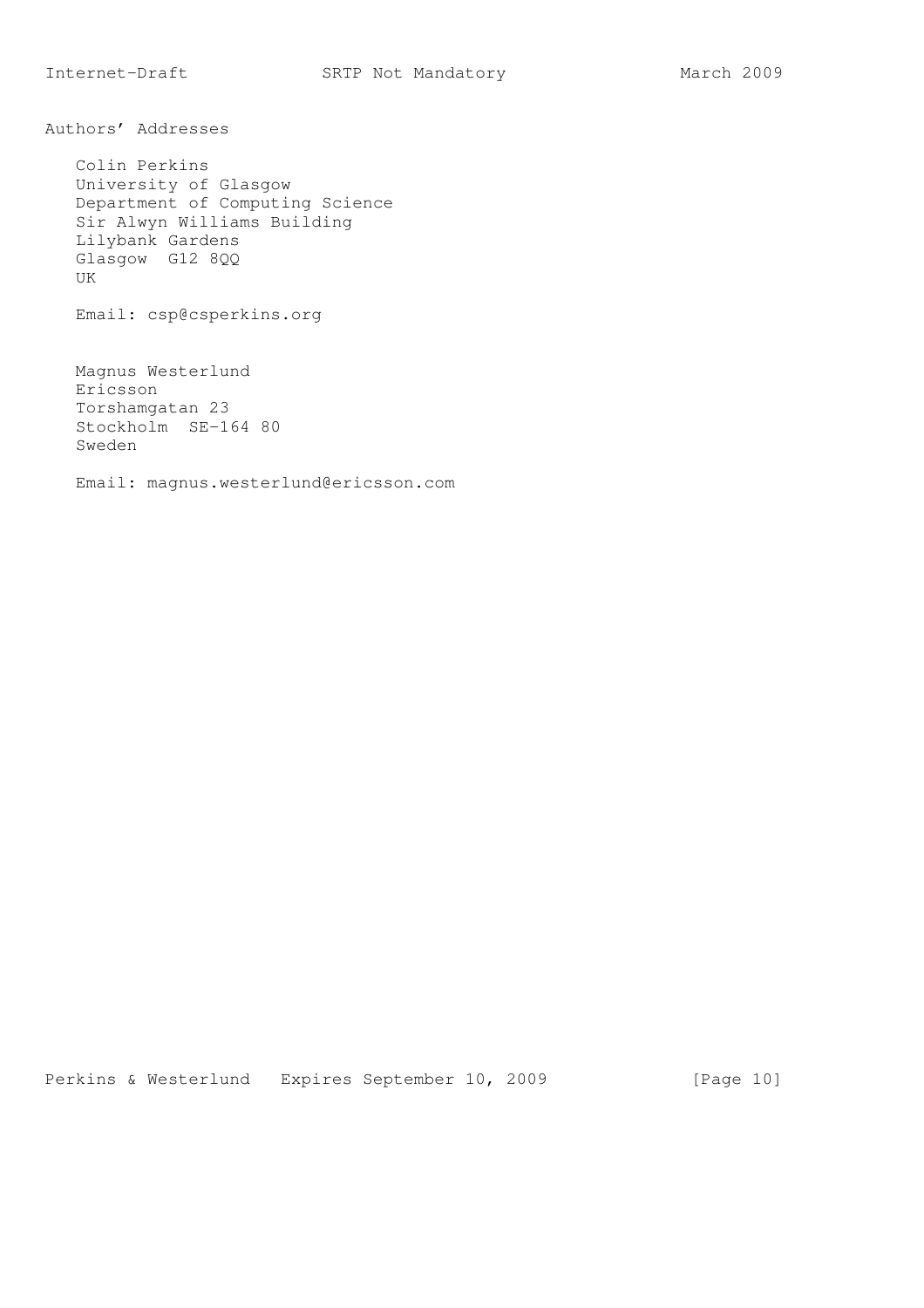## Authors' Addresses

Colin Perkins
University of Glasgow
Department of Computing Science
Sir Alwyn Williams Building
Lilybank Gardens
Glasgow  G12 8QQ
UK

Email: csp@csperkins.org

Magnus Westerlund
Ericsson
Torshamgatan 23
Stockholm  SE-164 80
Sweden

Email: magnus.westerlund@ericsson.com